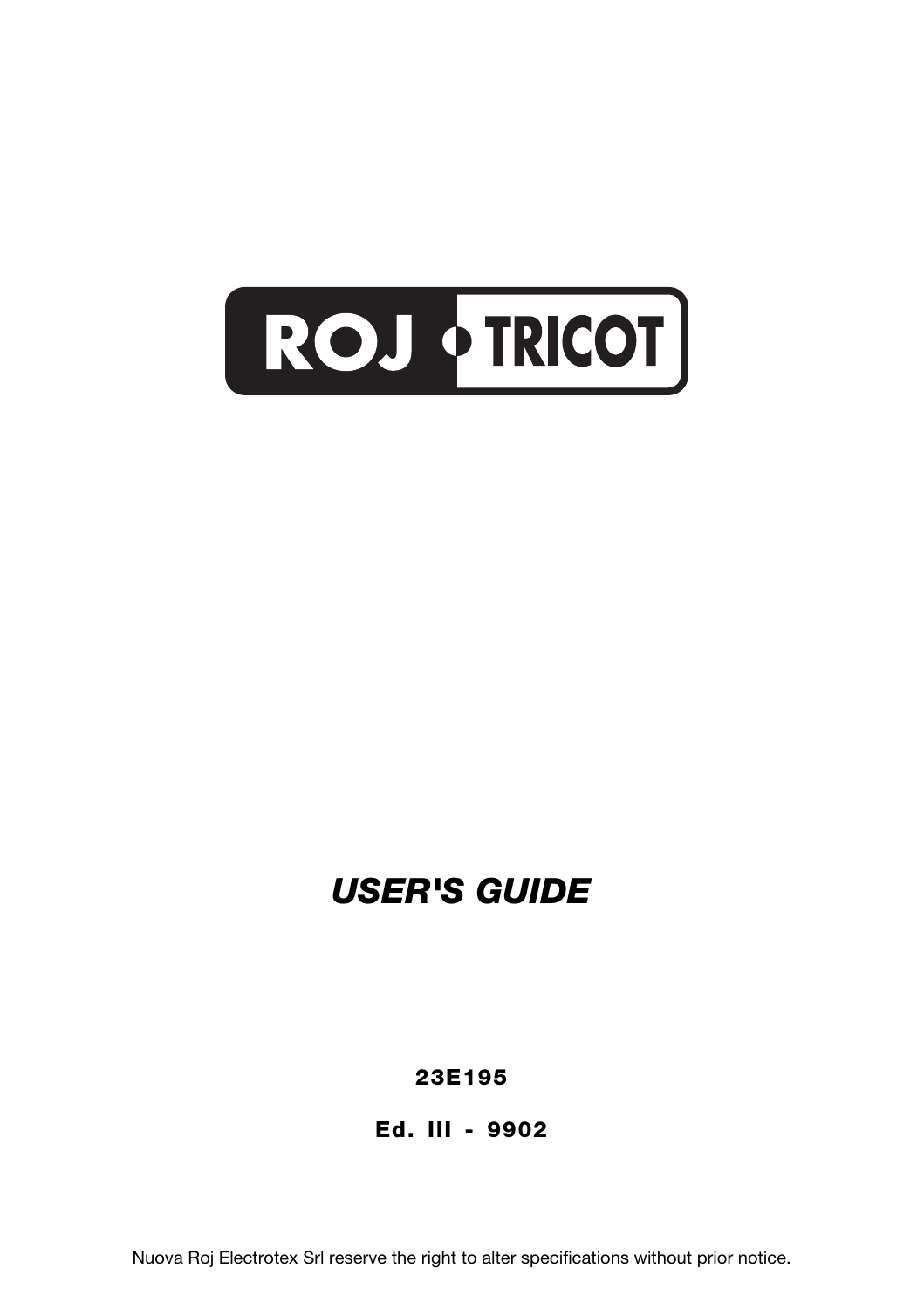# ROJ TRICOT

## *USER'S GUIDE*

**23E195**

**Ed. III - 9902**

Nuova Roj Electrotex Srl reserve the right to alter specifications without prior notice.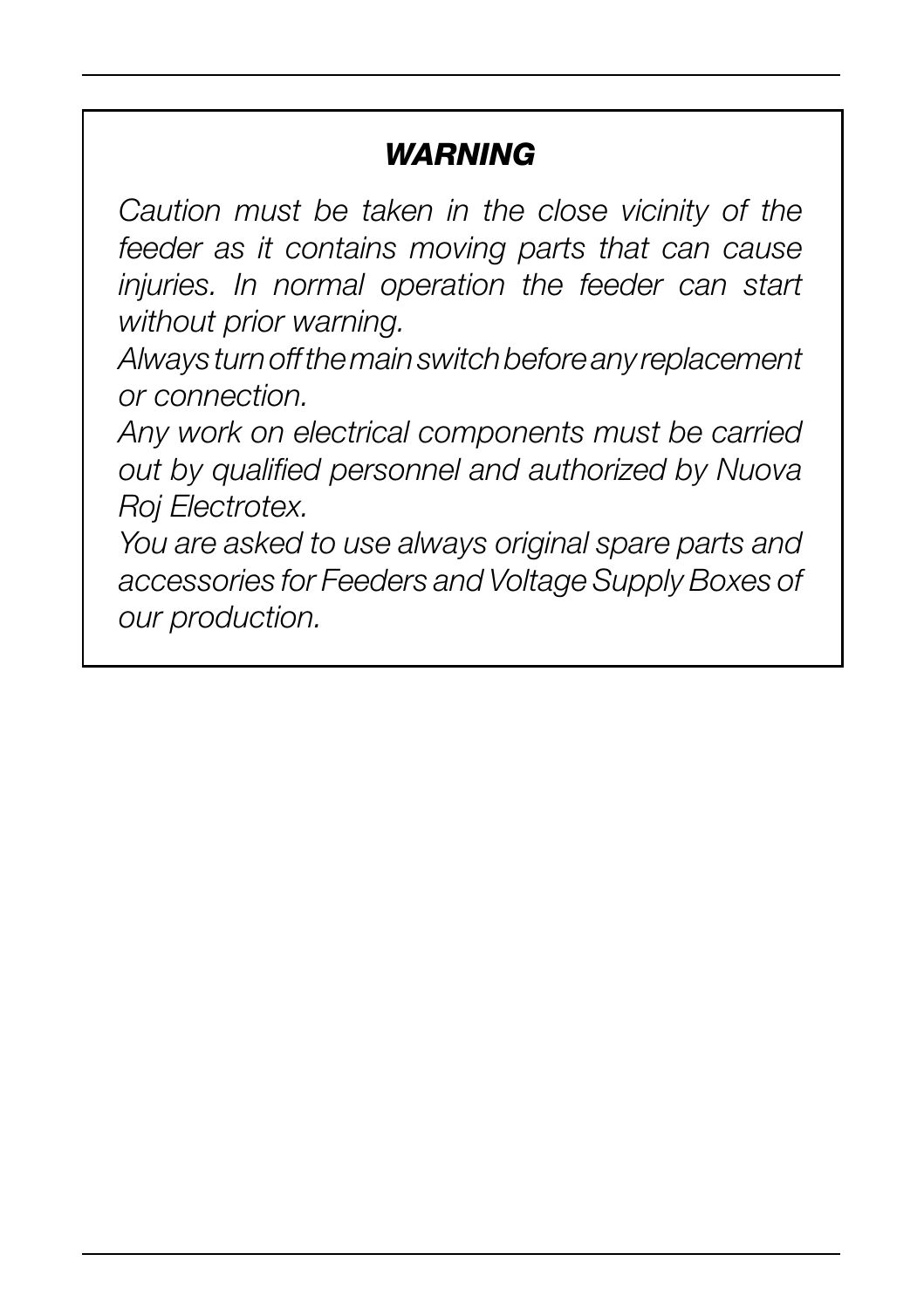## *WARNING*

*Caution must be taken in the close vicinity of the feeder as it contains moving parts that can cause injuries. In normal operation the feeder can start without prior warning.*

*Always turn off the main switch before any replacement or connection.*

*Any work on electrical components must be carried out by qualified personnel and authorized by Nuova Roj Electrotex.*

*You are asked to use always original spare parts and accessories for Feeders and Voltage Supply Boxes of our production.*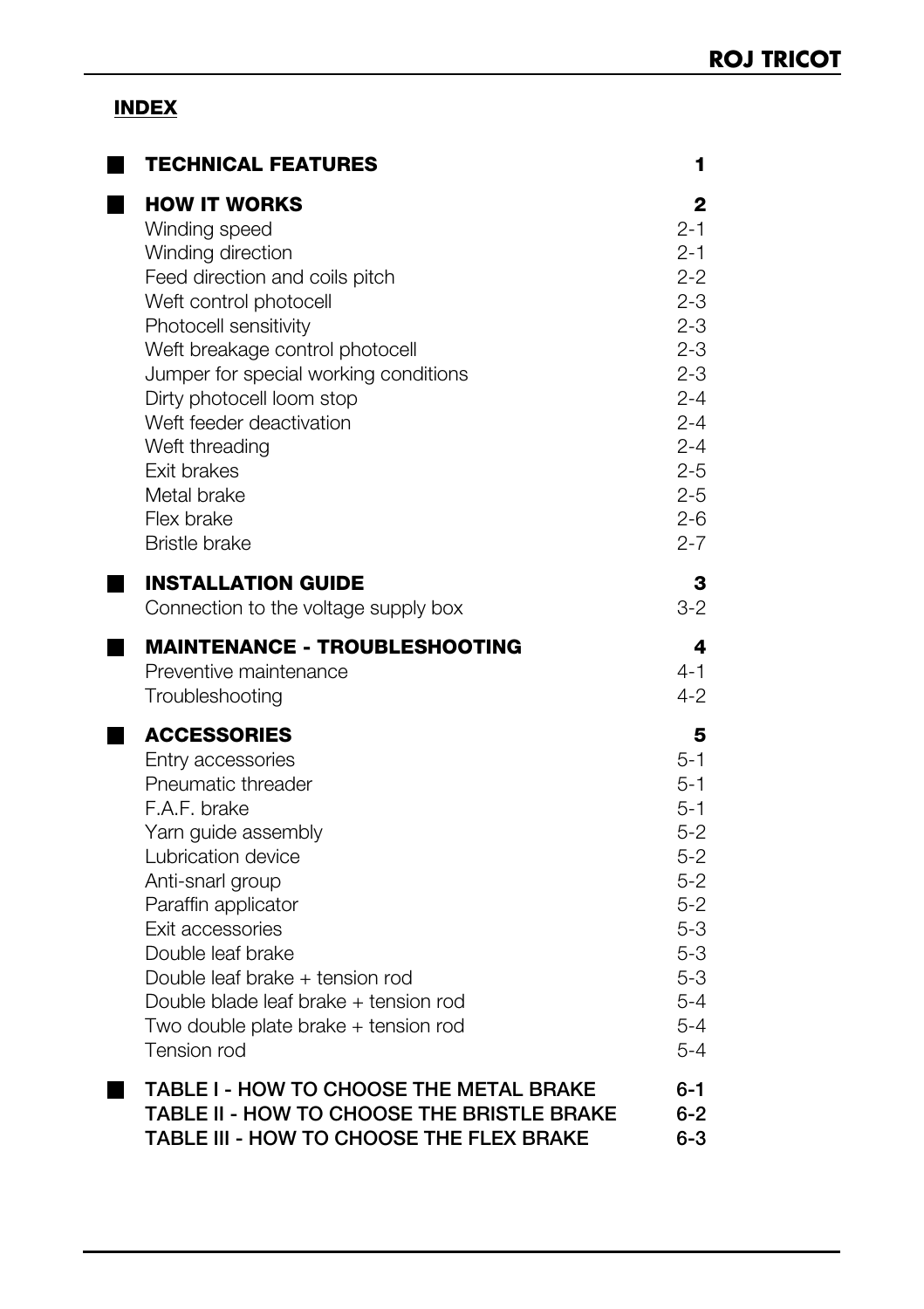## INDEX

| | |
|---|---|
| **TECHNICAL FEATURES** | **1** |
| **HOW IT WORKS** | **2** |
| Winding speed | 2-1 |
| Winding direction | 2-1 |
| Feed direction and coils pitch | 2-2 |
| Weft control photocell | 2-3 |
| Photocell sensitivity | 2-3 |
| Weft breakage control photocell | 2-3 |
| Jumper for special working conditions | 2-3 |
| Dirty photocell loom stop | 2-4 |
| Weft feeder deactivation | 2-4 |
| Weft threading | 2-4 |
| Exit brakes | 2-5 |
| Metal brake | 2-5 |
| Flex brake | 2-6 |
| Bristle brake | 2-7 |
| **INSTALLATION GUIDE** | **3** |
| Connection to the voltage supply box | 3-2 |
| **MAINTENANCE - TROUBLESHOOTING** | **4** |
| Preventive maintenance | 4-1 |
| Troubleshooting | 4-2 |
| **ACCESSORIES** | **5** |
| Entry accessories | 5-1 |
| Pneumatic threader | 5-1 |
| F.A.F. brake | 5-1 |
| Yarn guide assembly | 5-2 |
| Lubrication device | 5-2 |
| Anti-snarl group | 5-2 |
| Paraffin applicator | 5-2 |
| Exit accessories | 5-3 |
| Double leaf brake | 5-3 |
| Double leaf brake + tension rod | 5-3 |
| Double blade leaf brake + tension rod | 5-4 |
| Two double plate brake + tension rod | 5-4 |
| Tension rod | 5-4 |
| TABLE I - HOW TO CHOOSE THE METAL BRAKE | 6-1 |
| TABLE II - HOW TO CHOOSE THE BRISTLE BRAKE | 6-2 |
| TABLE III - HOW TO CHOOSE THE FLEX BRAKE | 6-3 |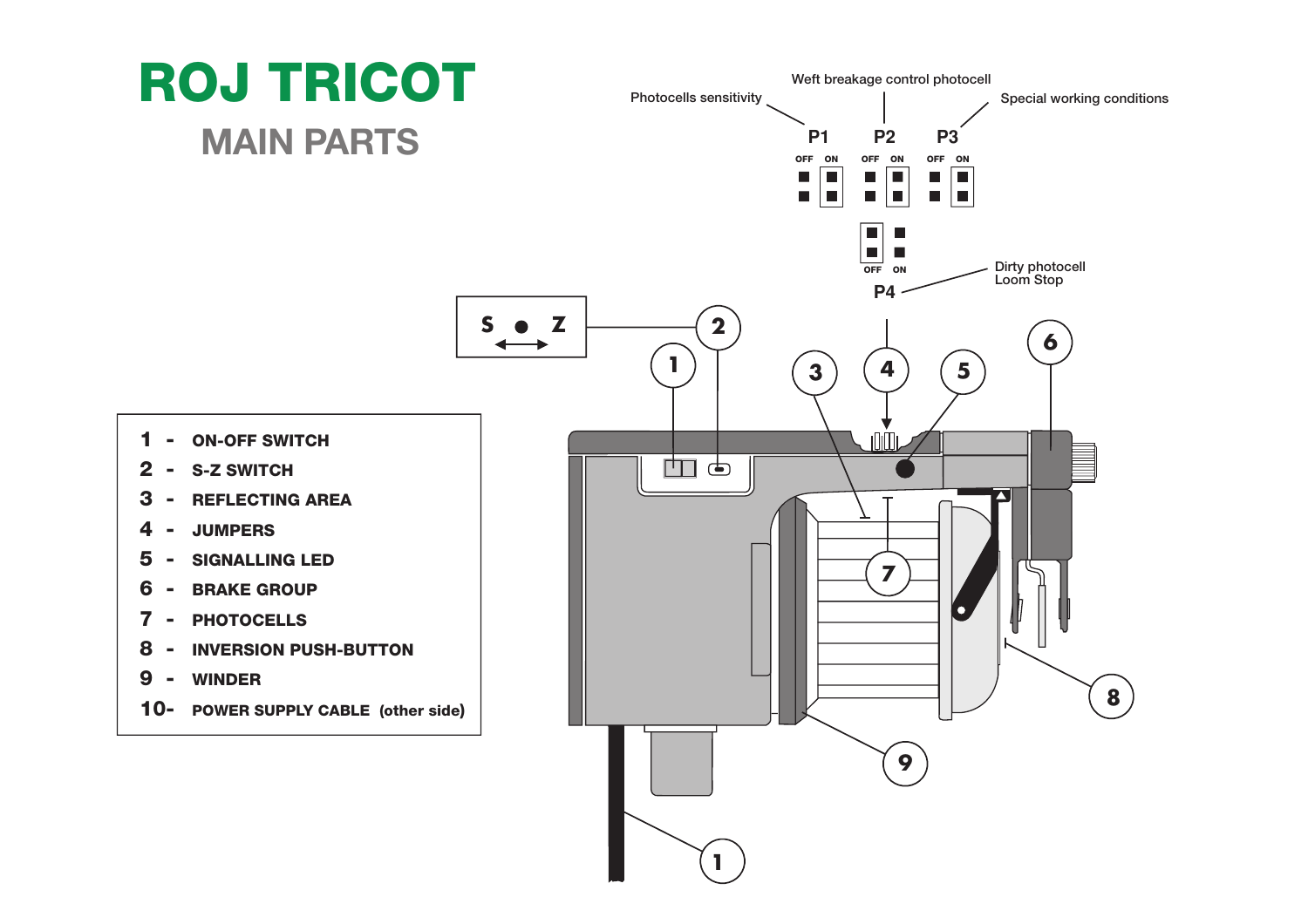# ROJ TRICOT

## MAIN PARTS

1 - ON-OFF SWITCH
2 - S-Z SWITCH
3 - REFLECTING AREA
4 - JUMPERS
5 - SIGNALLING LED
6 - BRAKE GROUP
7 - PHOTOCELLS
8 - INVERSION PUSH-BUTTON
9 - WINDER
10- POWER SUPPLY CABLE (other side)

Photocells sensitivity

Weft breakage control photocell

Special working conditions

P1 P2 P3

OFF ON OFF ON OFF ON

OFF ON

P4

Dirty photocell
Loom Stop

S Z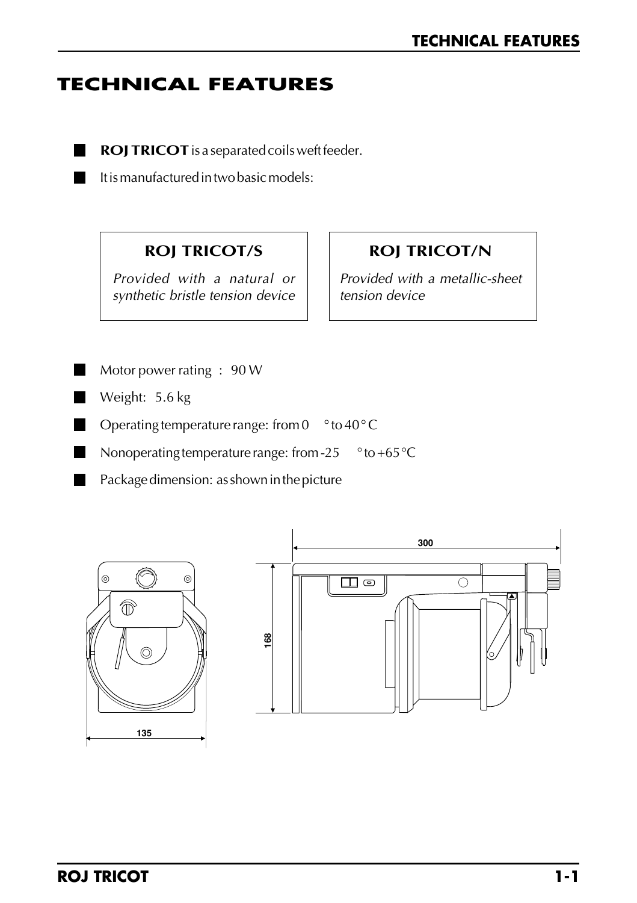# TECHNICAL FEATURES

- **ROJ TRICOT** is a separated coils weft feeder.
- It is manufactured in two basic models:

| ROJ TRICOT/S | ROJ TRICOT/N |
|---|---|
| *Provided with a natural or synthetic bristle tension device* | *Provided with a metallic-sheet tension device* |

- Motor power rating : 90 W
- Weight: 5.6 kg
- Operating temperature range: from 0 °to 40° C
- Nonoperating temperature range: from -25 ° to +65 °C
- Package dimension: as shown in the picture

300

168

135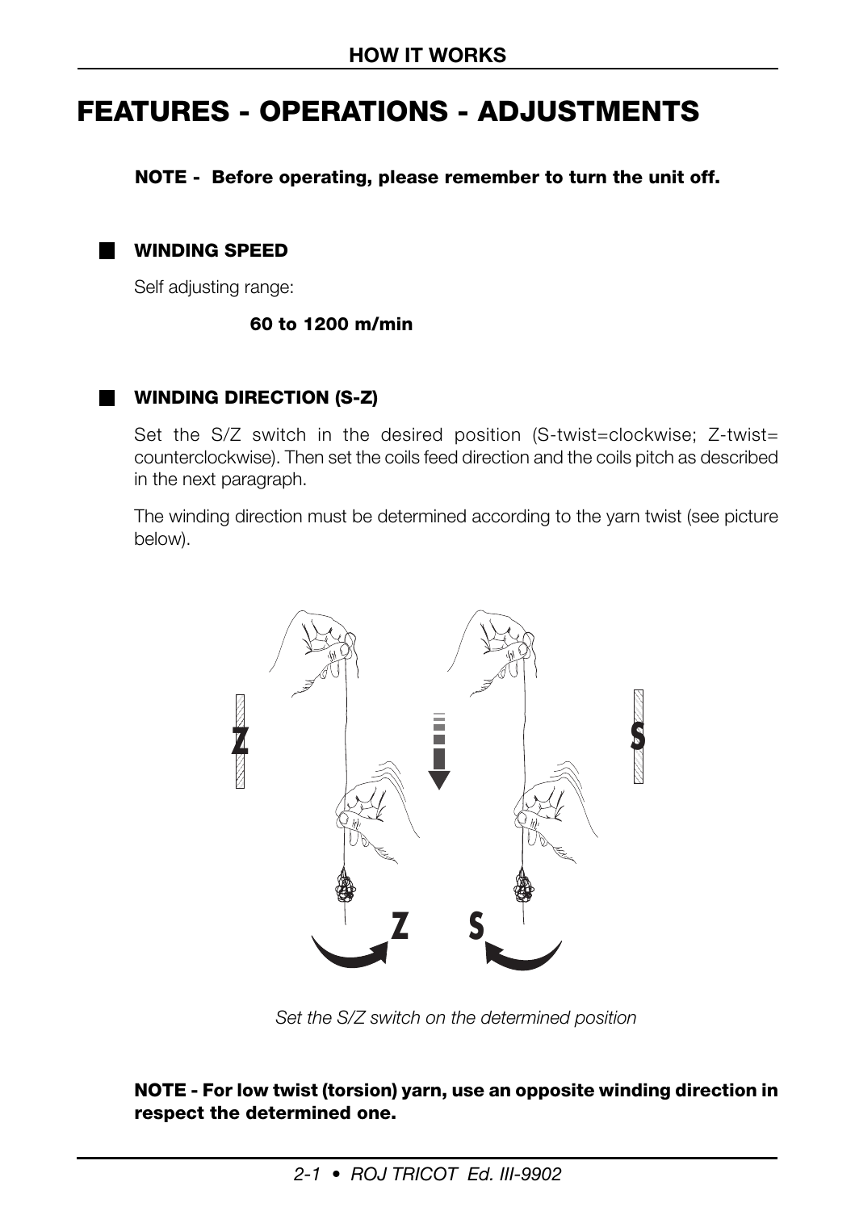# FEATURES - OPERATIONS - ADJUSTMENTS

**NOTE - Before operating, please remember to turn the unit off.**

## WINDING SPEED

Self adjusting range:

**60 to 1200 m/min**

## WINDING DIRECTION (S-Z)

Set the S/Z switch in the desired position (S-twist=clockwise; Z-twist= counterclockwise). Then set the coils feed direction and the coils pitch as described in the next paragraph.

The winding direction must be determined according to the yarn twist (see picture below).

*Set the S/Z switch on the determined position*

**NOTE - For low twist (torsion) yarn, use an opposite winding direction in respect the determined one.**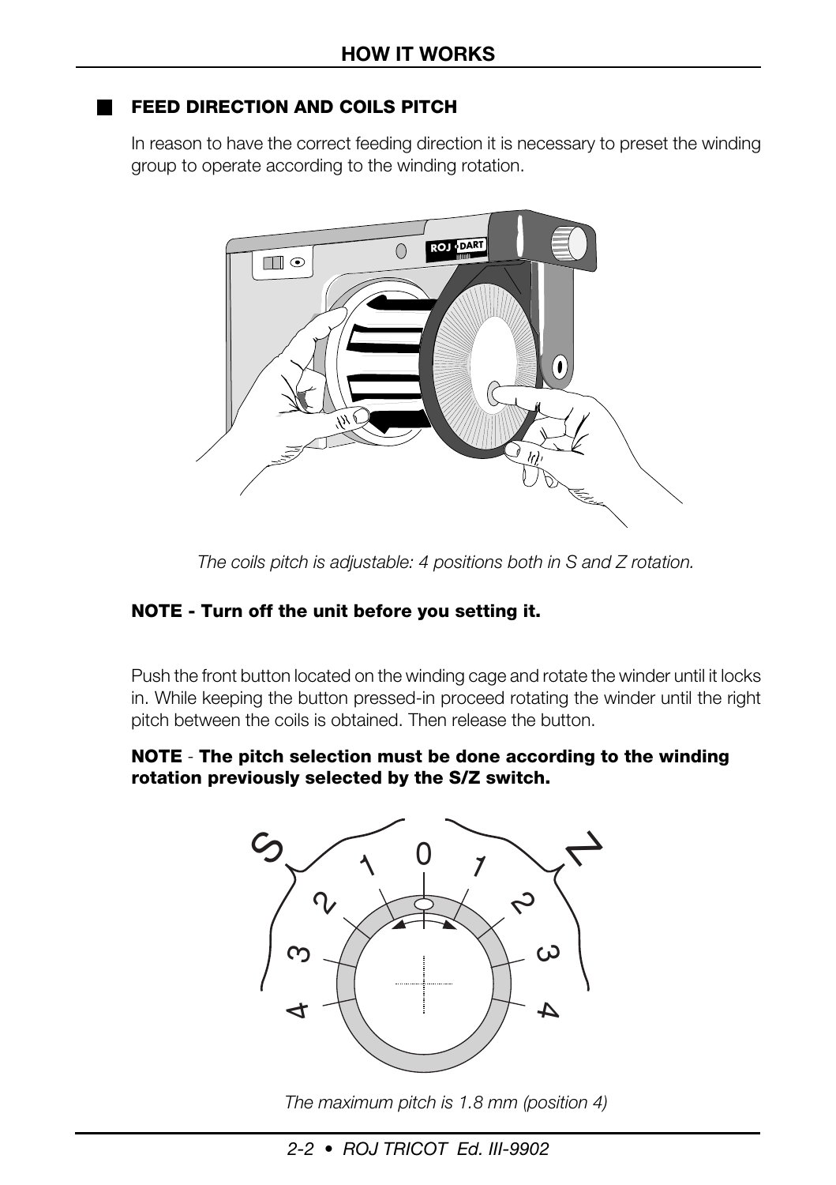## FEED DIRECTION AND COILS PITCH

In reason to have the correct feeding direction it is necessary to preset the winding group to operate according to the winding rotation.

*The coils pitch is adjustable: 4 positions both in S and Z rotation.*

**NOTE - Turn off the unit before you setting it.**

Push the front button located on the winding cage and rotate the winder until it locks in. While keeping the button pressed-in proceed rotating the winder until the right pitch between the coils is obtained. Then release the button.

**NOTE** - **The pitch selection must be done according to the winding rotation previously selected by the S/Z switch.**

S
4
3
2
1
0
1
2
3
4
Z

*The maximum pitch is 1.8 mm (position 4)*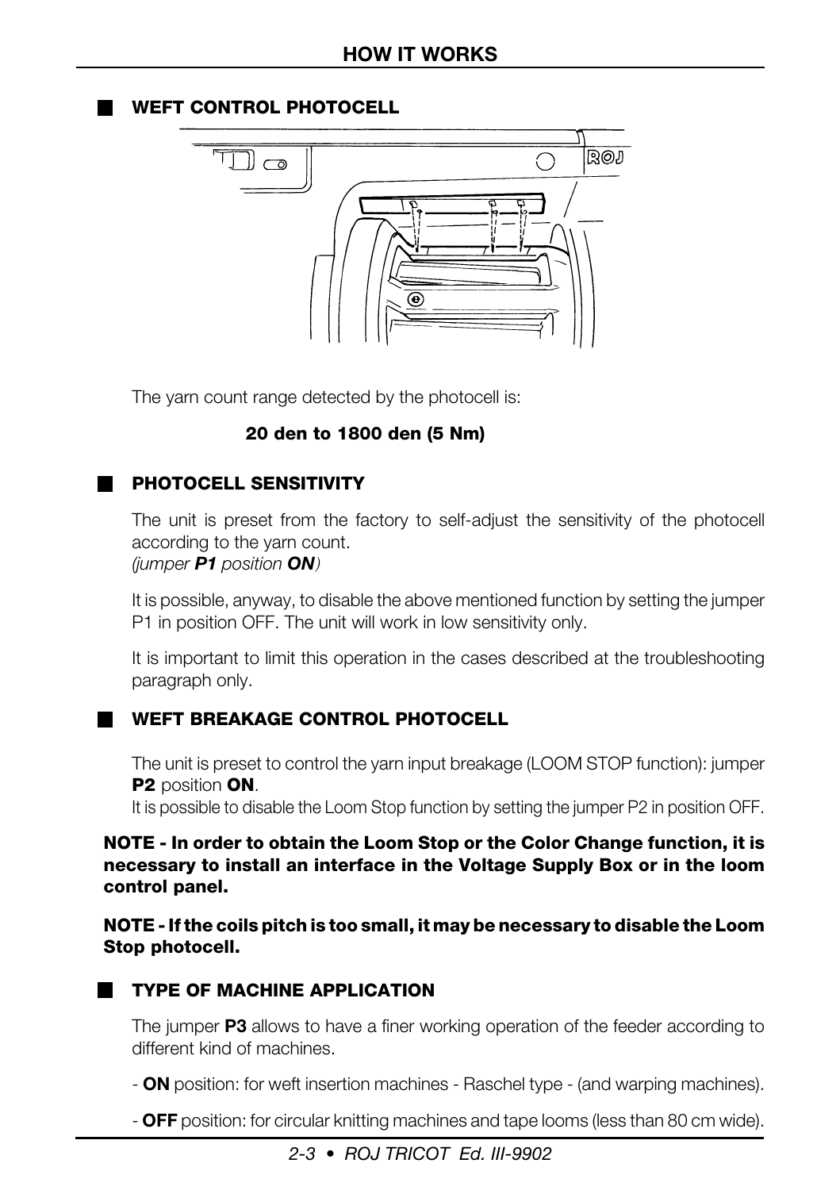### WEFT CONTROL PHOTOCELL

The yarn count range detected by the photocell is:

**20 den to 1800 den (5 Nm)**

### PHOTOCELL SENSITIVITY

The unit is preset from the factory to self-adjust the sensitivity of the photocell according to the yarn count.
*(jumper **P1** position **ON**)*

It is possible, anyway, to disable the above mentioned function by setting the jumper P1 in position OFF. The unit will work in low sensitivity only.

It is important to limit this operation in the cases described at the troubleshooting paragraph only.

### WEFT BREAKAGE CONTROL PHOTOCELL

The unit is preset to control the yarn input breakage (LOOM STOP function): jumper **P2** position **ON**.
It is possible to disable the Loom Stop function by setting the jumper P2 in position OFF.

**NOTE - In order to obtain the Loom Stop or the Color Change function, it is necessary to install an interface in the Voltage Supply Box or in the loom control panel.**

**NOTE - If the coils pitch is too small, it may be necessary to disable the Loom Stop photocell.**

### TYPE OF MACHINE APPLICATION

The jumper **P3** allows to have a finer working operation of the feeder according to different kind of machines.

- **ON** position: for weft insertion machines - Raschel type - (and warping machines).
- **OFF** position: for circular knitting machines and tape looms (less than 80 cm wide).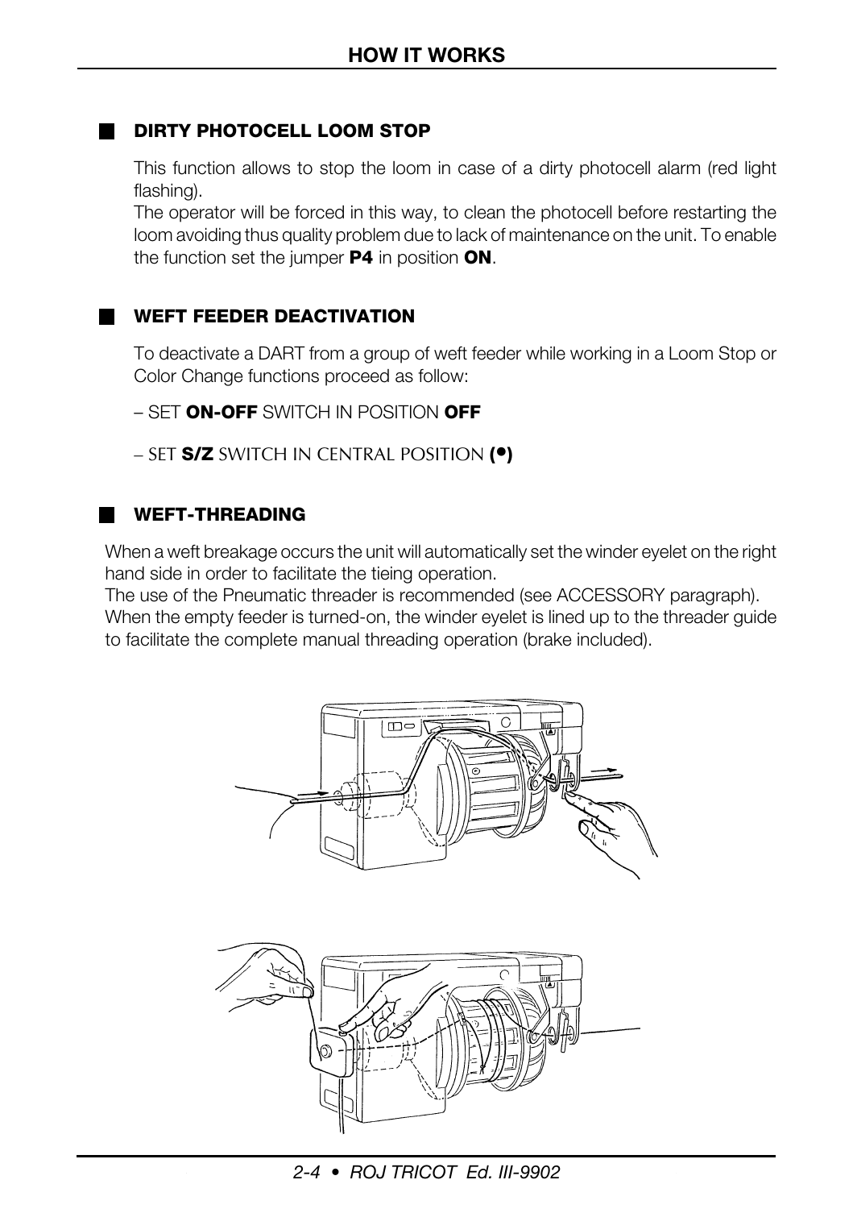## DIRTY PHOTOCELL LOOM STOP

This function allows to stop the loom in case of a dirty photocell alarm (red light flashing).
The operator will be forced in this way, to clean the photocell before restarting the loom avoiding thus quality problem due to lack of maintenance on the unit. To enable the function set the jumper **P4** in position **ON**.

## WEFT FEEDER DEACTIVATION

To deactivate a DART from a group of weft feeder while working in a Loom Stop or Color Change functions proceed as follow:

– SET **ON-OFF** SWITCH IN POSITION **OFF**

– SET **S/Z** SWITCH IN CENTRAL POSITION **(•)**

## WEFT-THREADING

When a weft breakage occurs the unit will automatically set the winder eyelet on the right hand side in order to facilitate the tieing operation.
The use of the Pneumatic threader is recommended (see ACCESSORY paragraph).
When the empty feeder is turned-on, the winder eyelet is lined up to the threader guide to facilitate the complete manual threading operation (brake included).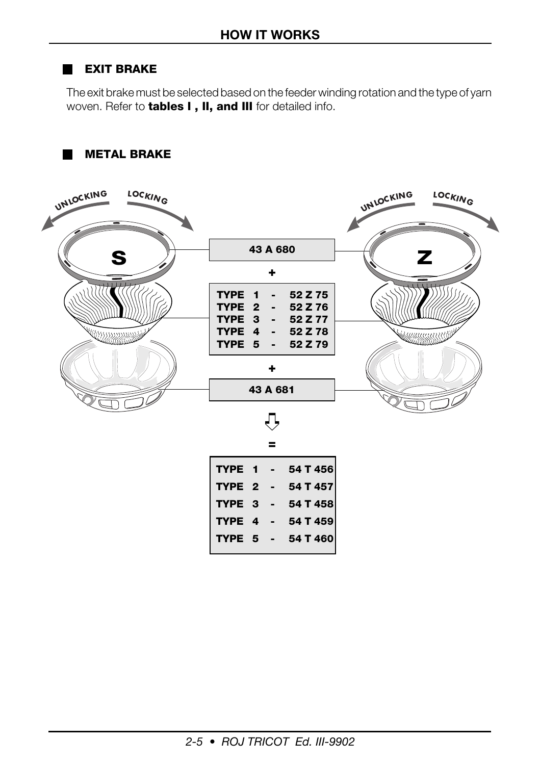## EXIT BRAKE

The exit brake must be selected based on the feeder winding rotation and the type of yarn woven. Refer to **tables I , II, and III** for detailed info.

## METAL BRAKE

UNLOCKING LOCKING

S

UNLOCKING LOCKING

Z

**43 A 680**

**+**

| | | |
|---|---|---|
| **TYPE 1** | **-** | **52 Z 75** |
| **TYPE 2** | **-** | **52 Z 76** |
| **TYPE 3** | **-** | **52 Z 77** |
| **TYPE 4** | **-** | **52 Z 78** |
| **TYPE 5** | **-** | **52 Z 79** |

**+**

**43 A 681**

**=**

| | | |
|---|---|---|
| **TYPE 1** | **-** | **54 T 456** |
| **TYPE 2** | **-** | **54 T 457** |
| **TYPE 3** | **-** | **54 T 458** |
| **TYPE 4** | **-** | **54 T 459** |
| **TYPE 5** | **-** | **54 T 460** |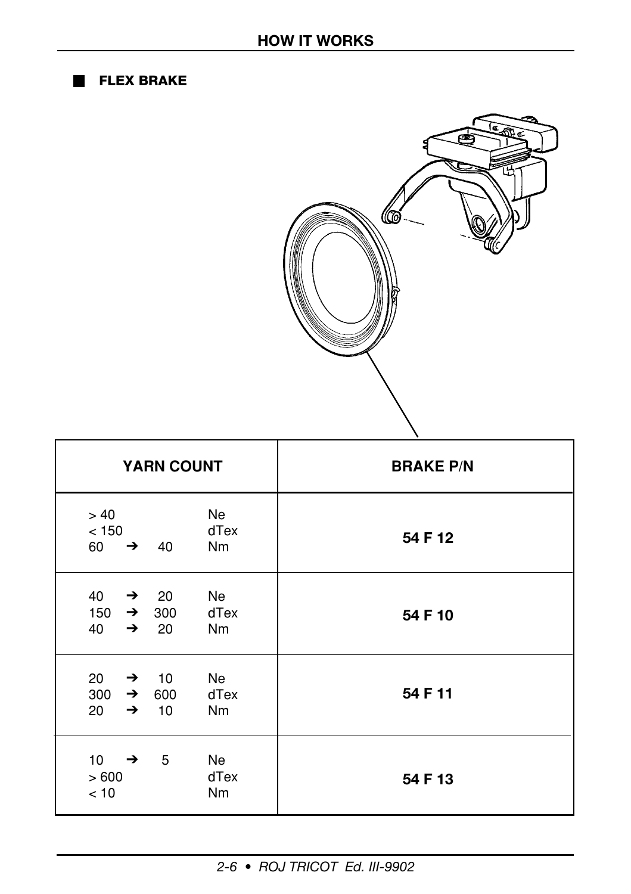## FLEX BRAKE

| YARN COUNT | BRAKE P/N |
| --- | --- |
| > 40 Ne<br>< 150 dTex<br>60 ➔ 40 Nm | **54 F 12** |
| 40 ➔ 20 Ne<br>150 ➔ 300 dTex<br>40 ➔ 20 Nm | **54 F 10** |
| 20 ➔ 10 Ne<br>300 ➔ 600 dTex<br>20 ➔ 10 Nm | **54 F 11** |
| 10 ➔ 5 Ne<br>> 600 dTex<br>< 10 Nm | **54 F 13** |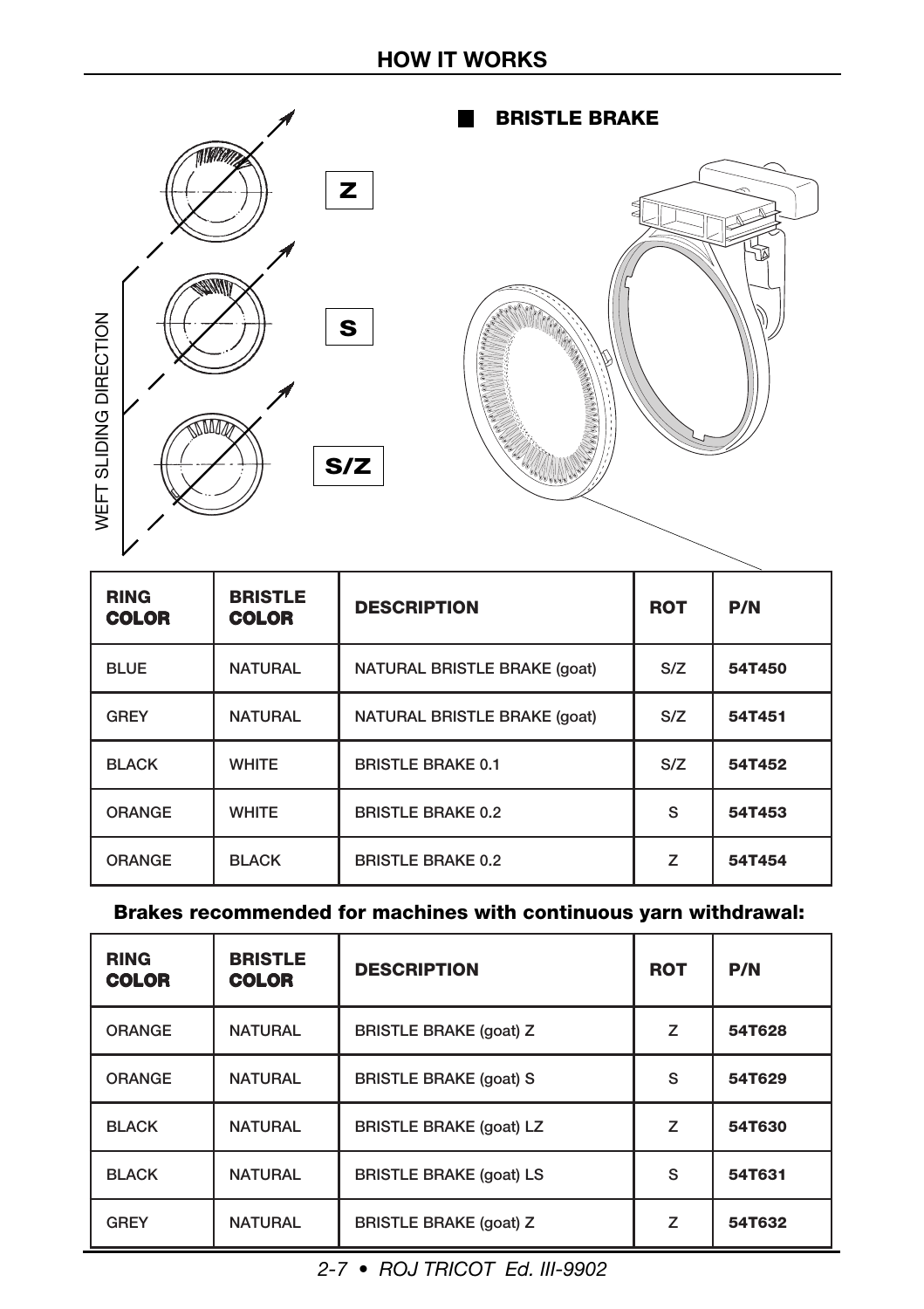## HOW IT WORKS

### BRISTLE BRAKE

WEFT SLIDING DIRECTION

Z

S

S/Z

| RING COLOR | BRISTLE COLOR | DESCRIPTION | ROT | P/N |
|---|---|---|---|---|
| BLUE | NATURAL | NATURAL BRISTLE BRAKE (goat) | S/Z | **54T450** |
| GREY | NATURAL | NATURAL BRISTLE BRAKE (goat) | S/Z | **54T451** |
| BLACK | WHITE | BRISTLE BRAKE 0.1 | S/Z | **54T452** |
| ORANGE | WHITE | BRISTLE BRAKE 0.2 | S | **54T453** |
| ORANGE | BLACK | BRISTLE BRAKE 0.2 | Z | **54T454** |

**Brakes recommended for machines with continuous yarn withdrawal:**

| RING COLOR | BRISTLE COLOR | DESCRIPTION | ROT | P/N |
|---|---|---|---|---|
| ORANGE | NATURAL | BRISTLE BRAKE (goat) Z | Z | **54T628** |
| ORANGE | NATURAL | BRISTLE BRAKE (goat) S | S | **54T629** |
| BLACK | NATURAL | BRISTLE BRAKE (goat) LZ | Z | **54T630** |
| BLACK | NATURAL | BRISTLE BRAKE (goat) LS | S | **54T631** |
| GREY | NATURAL | BRISTLE BRAKE (goat) Z | Z | **54T632** |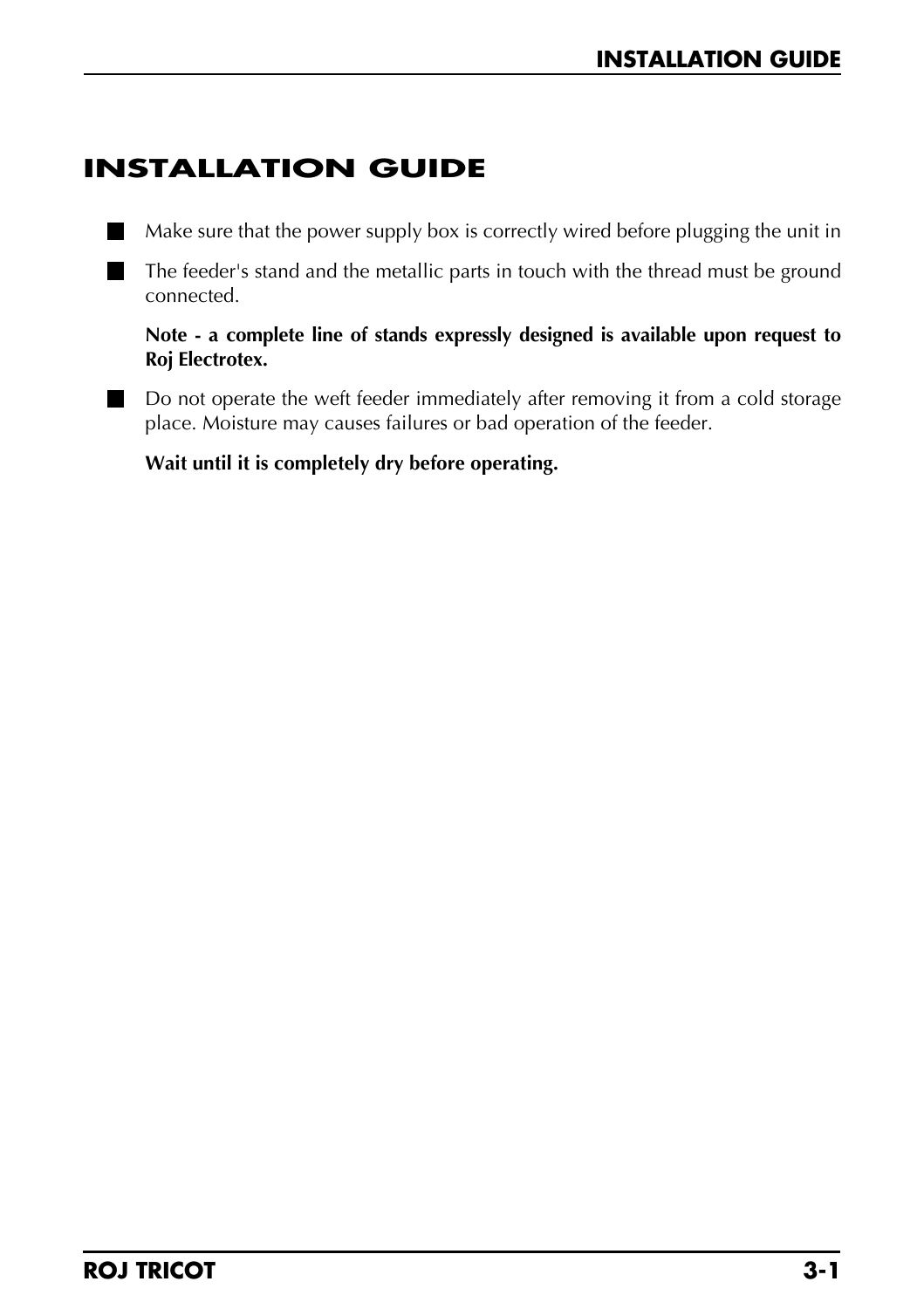# INSTALLATION GUIDE

- Make sure that the power supply box is correctly wired before plugging the unit in

- The feeder's stand and the metallic parts in touch with the thread must be ground connected.

  **Note - a complete line of stands expressly designed is available upon request to Roj Electrotex.**

- Do not operate the weft feeder immediately after removing it from a cold storage place. Moisture may causes failures or bad operation of the feeder.

  **Wait until it is completely dry before operating.**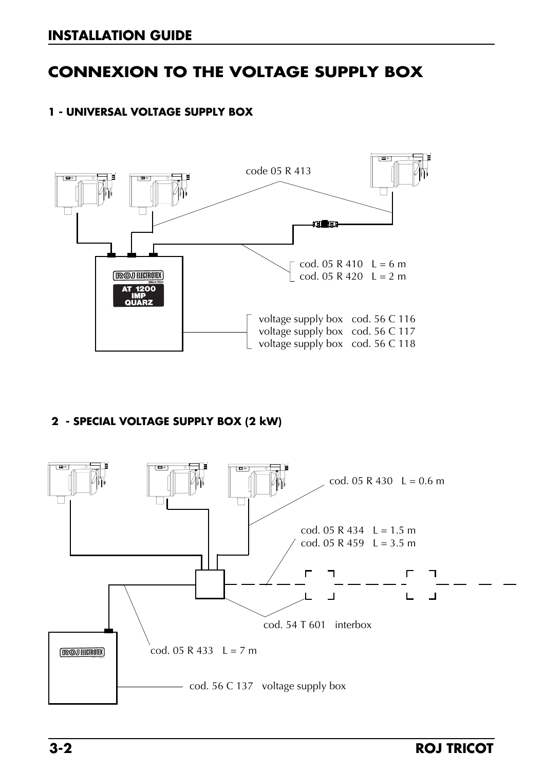# CONNEXION TO THE VOLTAGE SUPPLY BOX

## 1 - UNIVERSAL VOLTAGE SUPPLY BOX

code 05 R 413

cod. 05 R 410 L = 6 m
cod. 05 R 420 L = 2 m

ROJ ELECTROTEX
AT 1200
IMP
QUARZ

voltage supply box cod. 56 C 116
voltage supply box cod. 56 C 117
voltage supply box cod. 56 C 118

## 2 - SPECIAL VOLTAGE SUPPLY BOX (2 kW)

cod. 05 R 430 L = 0.6 m

cod. 05 R 434 L = 1.5 m
cod. 05 R 459 L = 3.5 m

cod. 54 T 601 interbox

ROJ ELECTROTEX

cod. 05 R 433 L = 7 m

cod. 56 C 137 voltage supply box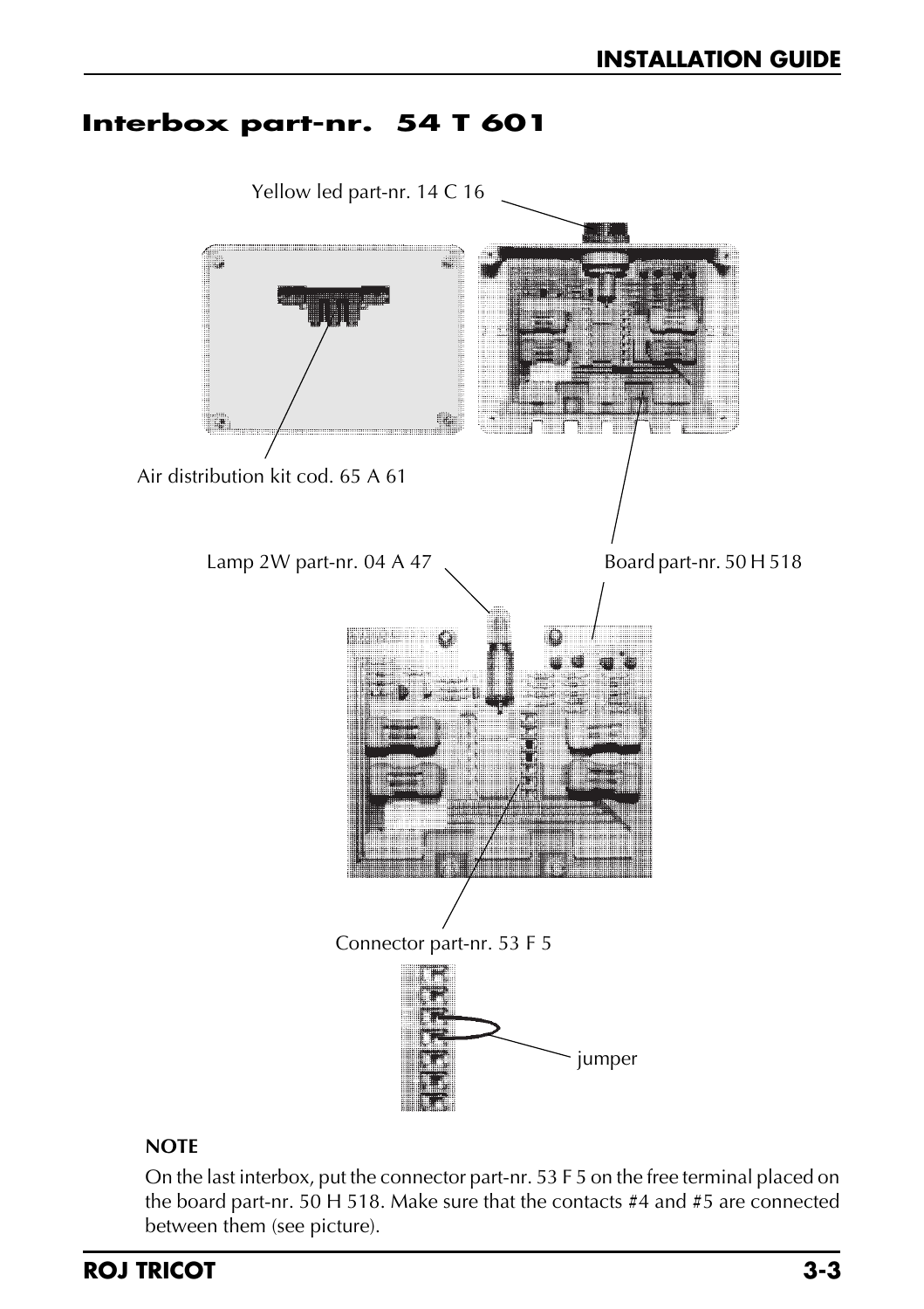## Interbox part-nr. 54 T 601

Yellow led part-nr. 14 C 16

Air distribution kit cod. 65 A 61

Lamp 2W part-nr. 04 A 47

Board part-nr. 50 H 518

Connector part-nr. 53 F 5

jumper

**NOTE**

On the last interbox, put the connector part-nr. 53 F 5 on the free terminal placed on the board part-nr. 50 H 518. Make sure that the contacts #4 and #5 are connected between them (see picture).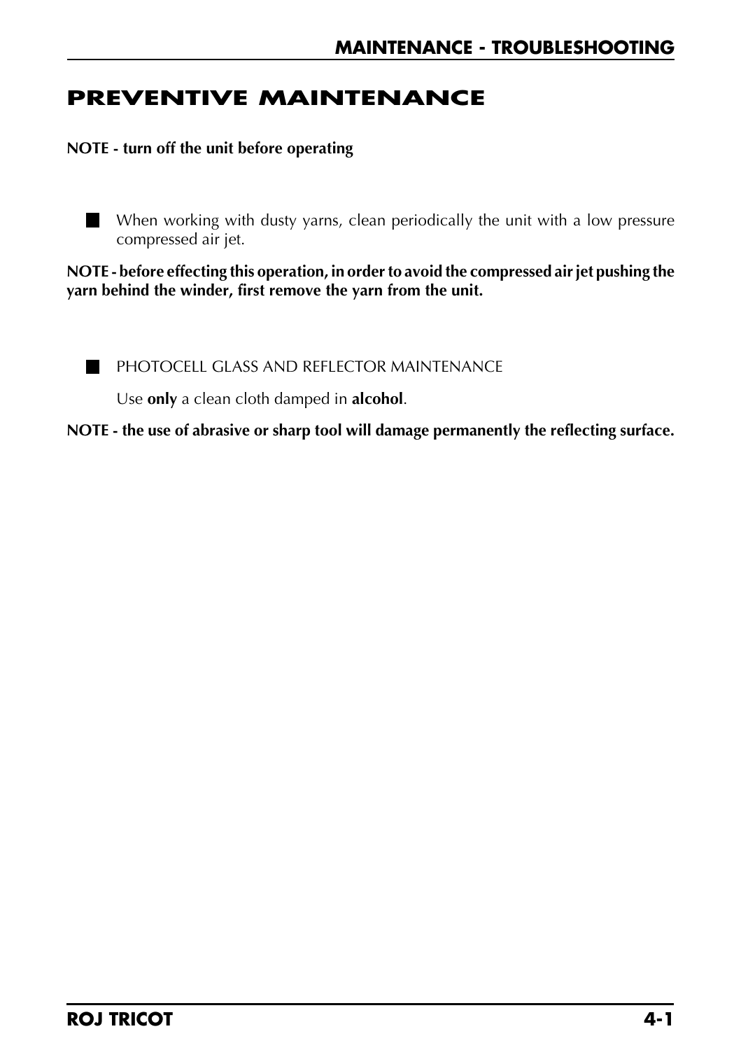# PREVENTIVE MAINTENANCE

**NOTE - turn off the unit before operating**

- When working with dusty yarns, clean periodically the unit with a low pressure compressed air jet.

**NOTE - before effecting this operation, in order to avoid the compressed air jet pushing the yarn behind the winder, first remove the yarn from the unit.**

- PHOTOCELL GLASS AND REFLECTOR MAINTENANCE

  Use **only** a clean cloth damped in **alcohol**.

**NOTE - the use of abrasive or sharp tool will damage permanently the reflecting surface.**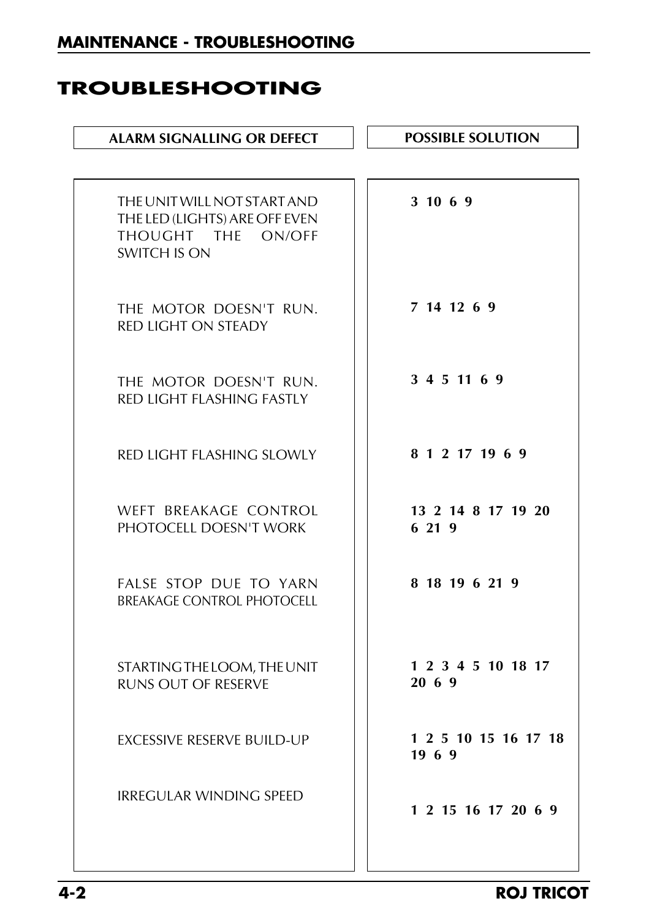## TROUBLESHOOTING

| ALARM SIGNALLING OR DEFECT | POSSIBLE SOLUTION |
|---|---|
| THE UNIT WILL NOT START AND THE LED (LIGHTS) ARE OFF EVEN THOUGHT THE ON/OFF SWITCH IS ON | **3 10 6 9** |
| THE MOTOR DOESN'T RUN. RED LIGHT ON STEADY | **7 14 12 6 9** |
| THE MOTOR DOESN'T RUN. RED LIGHT FLASHING FASTLY | **3 4 5 11 6 9** |
| RED LIGHT FLASHING SLOWLY | **8 1 2 17 19 6 9** |
| WEFT BREAKAGE CONTROL PHOTOCELL DOESN'T WORK | **13 2 14 8 17 19 20 6 21 9** |
| FALSE STOP DUE TO YARN BREAKAGE CONTROL PHOTOCELL | **8 18 19 6 21 9** |
| STARTING THE LOOM, THE UNIT RUNS OUT OF RESERVE | **1 2 3 4 5 10 18 17 20 6 9** |
| EXCESSIVE RESERVE BUILD-UP | **1 2 5 10 15 16 17 18 19 6 9** |
| IRREGULAR WINDING SPEED | **1 2 15 16 17 20 6 9** |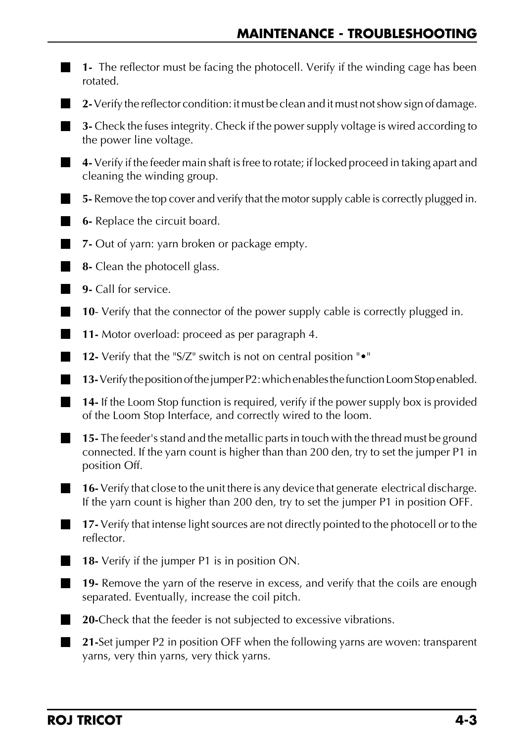- **1-** The reflector must be facing the photocell. Verify if the winding cage has been rotated.
- **2-** Verify the reflector condition: it must be clean and it must not show sign of damage.
- **3-** Check the fuses integrity. Check if the power supply voltage is wired according to the power line voltage.
- **4-** Verify if the feeder main shaft is free to rotate; if locked proceed in taking apart and cleaning the winding group.
- **5-** Remove the top cover and verify that the motor supply cable is correctly plugged in.
- **6-** Replace the circuit board.
- **7-** Out of yarn: yarn broken or package empty.
- **8-** Clean the photocell glass.
- **9-** Call for service.
- **10**- Verify that the connector of the power supply cable is correctly plugged in.
- **11-** Motor overload: proceed as per paragraph 4.
- **12-** Verify that the "S/Z" switch is not on central position "•"
- **13-** Verify the position of the jumper P2: which enables the function Loom Stop enabled.
- **14-** If the Loom Stop function is required, verify if the power supply box is provided of the Loom Stop Interface, and correctly wired to the loom.
- **15-** The feeder's stand and the metallic parts in touch with the thread must be ground connected. If the yarn count is higher than than 200 den, try to set the jumper P1 in position Off.
- **16-** Verify that close to the unit there is any device that generate electrical discharge. If the yarn count is higher than 200 den, try to set the jumper P1 in position OFF.
- **17-** Verify that intense light sources are not directly pointed to the photocell or to the reflector.
- **18-** Verify if the jumper P1 is in position ON.
- **19-** Remove the yarn of the reserve in excess, and verify that the coils are enough separated. Eventually, increase the coil pitch.
- **20-**Check that the feeder is not subjected to excessive vibrations.
- **21-**Set jumper P2 in position OFF when the following yarns are woven: transparent yarns, very thin yarns, very thick yarns.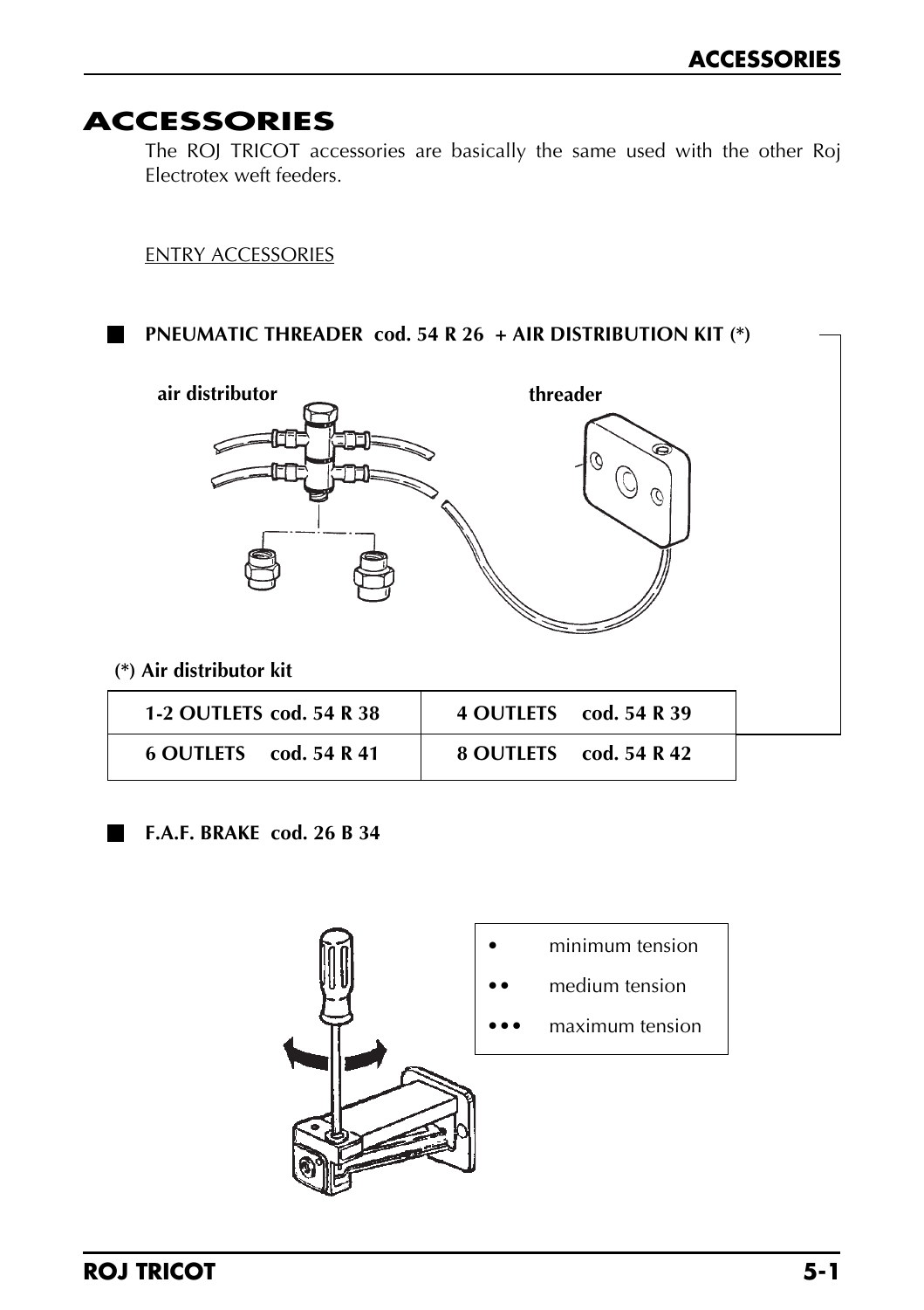# ACCESSORIES

The ROJ TRICOT accessories are basically the same used with the other Roj Electrotex weft feeders.

ENTRY ACCESSORIES

- **PNEUMATIC THREADER cod. 54 R 26 + AIR DISTRIBUTION KIT (*)**

**air distributor**

**threader**

**(*) Air distributor kit**

| | |
|---|---|
| **1-2 OUTLETS cod. 54 R 38** | **4 OUTLETS cod. 54 R 39** |
| **6 OUTLETS cod. 54 R 41** | **8 OUTLETS cod. 54 R 42** |

- **F.A.F. BRAKE cod. 26 B 34**

| | |
|---|---|
| • | minimum tension |
| •• | medium tension |
| ••• | maximum tension |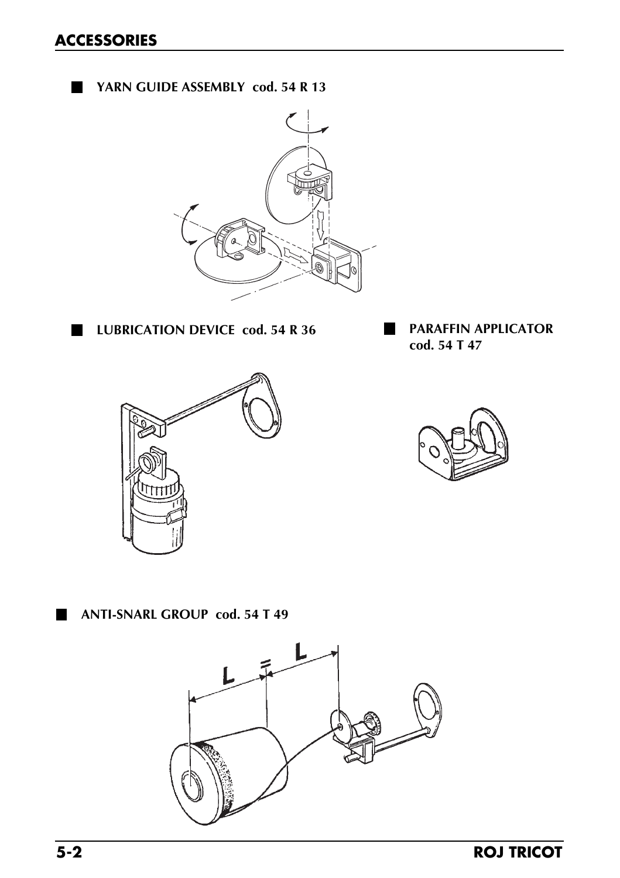## ACCESSORIES

### YARN GUIDE ASSEMBLY cod. 54 R 13

### LUBRICATION DEVICE cod. 54 R 36

### PARAFFIN APPLICATOR cod. 54 T 47

### ANTI-SNARL GROUP cod. 54 T 49

L = L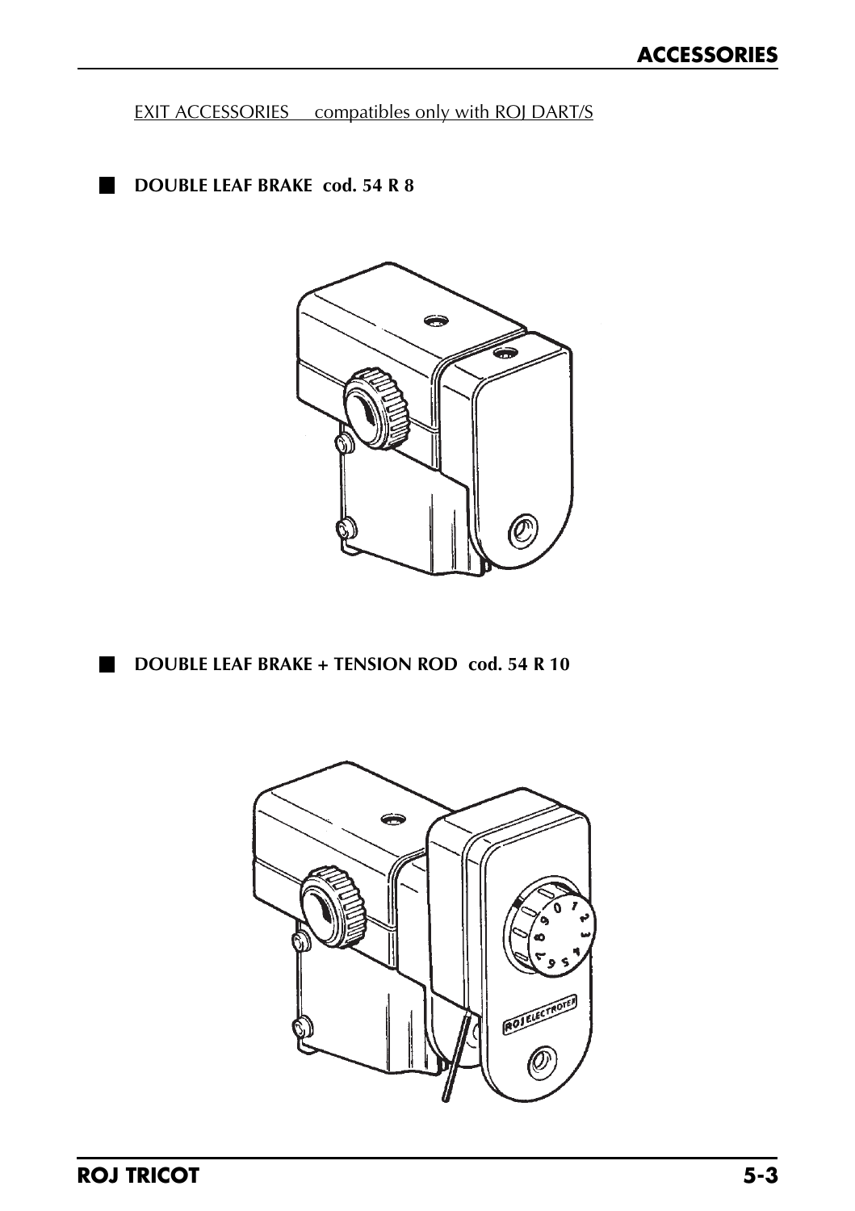EXIT ACCESSORIES compatibles only with ROJ DART/S

■ **DOUBLE LEAF BRAKE cod. 54 R 8**

■ **DOUBLE LEAF BRAKE + TENSION ROD cod. 54 R 10**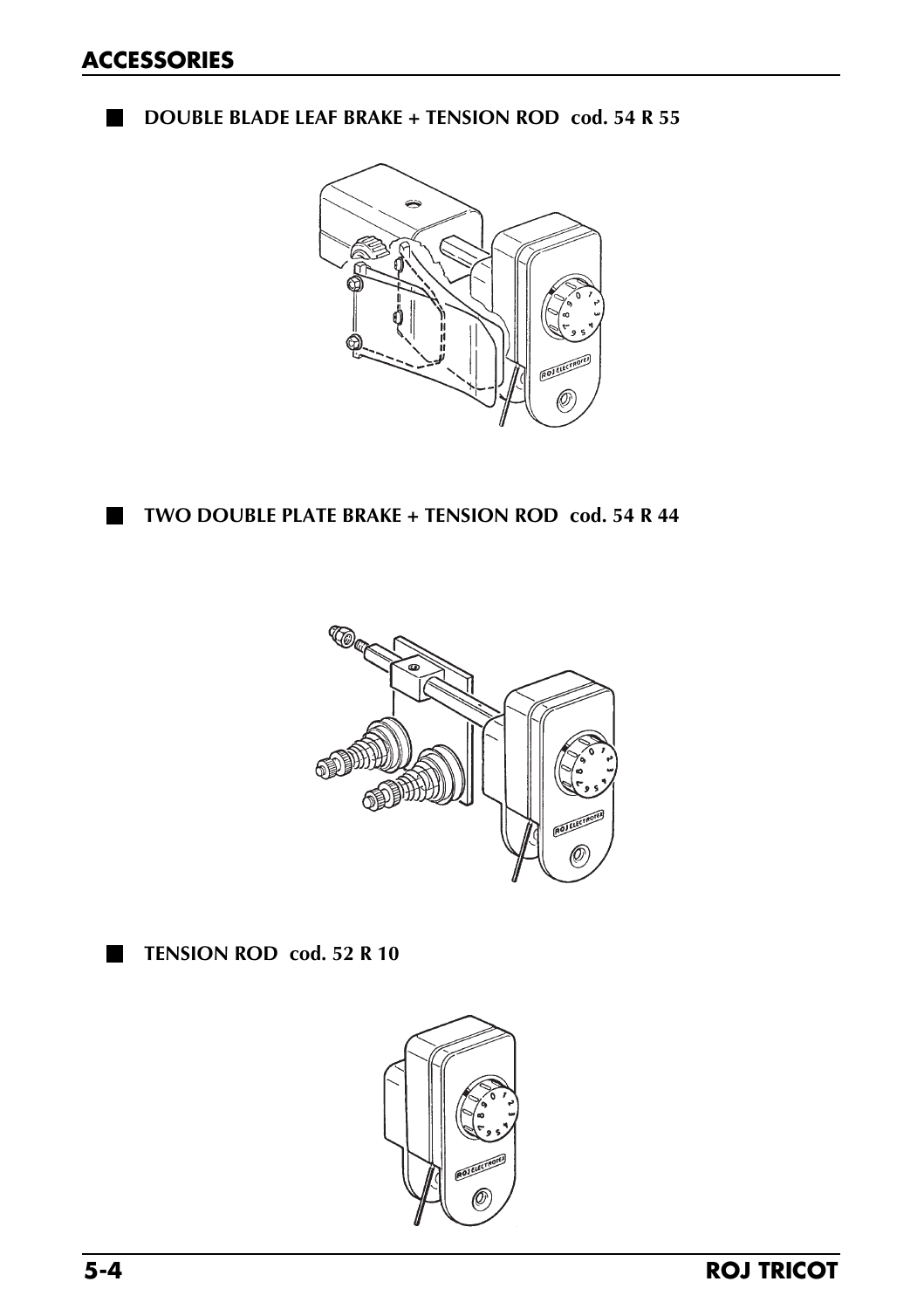# ACCESSORIES

## DOUBLE BLADE LEAF BRAKE + TENSION ROD cod. 54 R 55

## TWO DOUBLE PLATE BRAKE + TENSION ROD cod. 54 R 44

## TENSION ROD cod. 52 R 10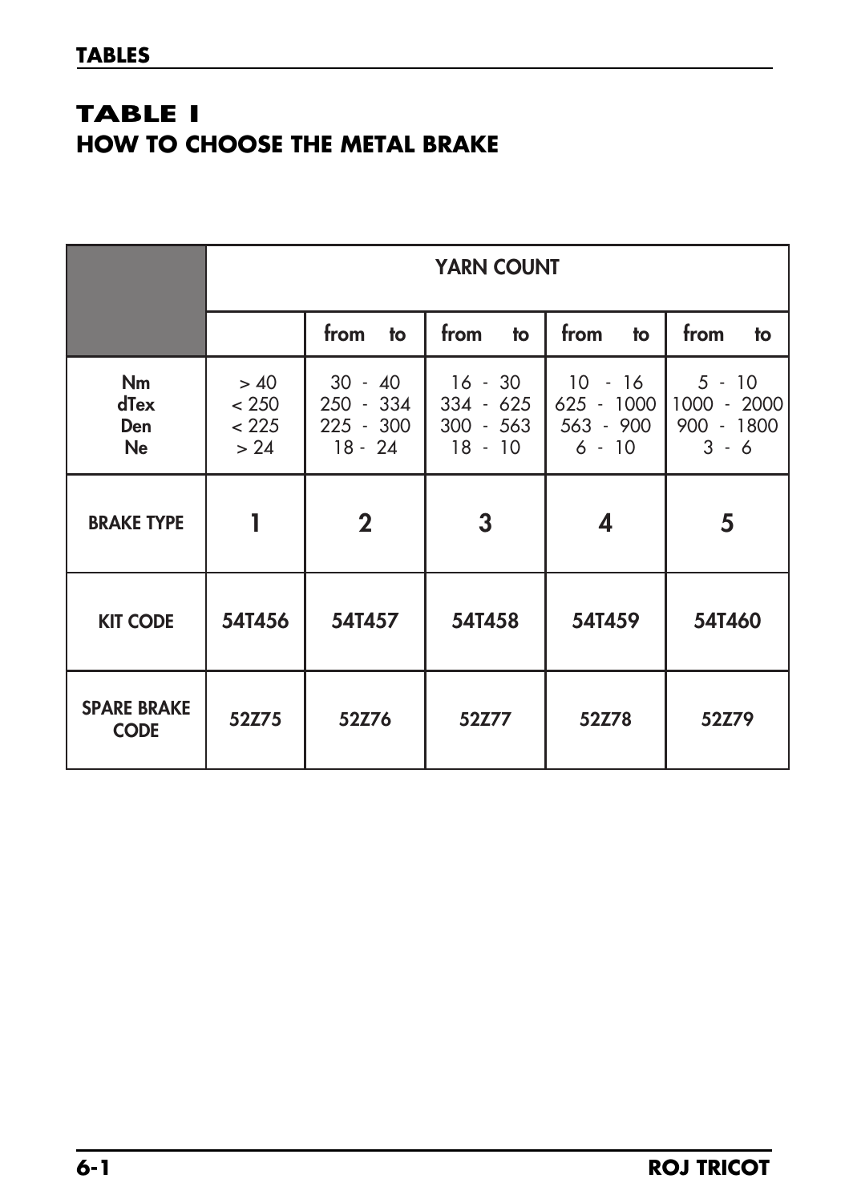## TABLE 1
## HOW TO CHOOSE THE METAL BRAKE

| | YARN COUNT | | | | |
|---|---|---|---|---|---|
| | | from to | from to | from to | from to |
| Nm<br>dTex<br>Den<br>Ne | > 40<br>< 250<br>< 225<br>> 24 | 30 - 40<br>250 - 334<br>225 - 300<br>18 - 24 | 16 - 30<br>334 - 625<br>300 - 563<br>18 - 10 | 10 - 16<br>625 - 1000<br>563 - 900<br>6 - 10 | 5 - 10<br>1000 - 2000<br>900 - 1800<br>3 - 6 |
| BRAKE TYPE | 1 | 2 | 3 | 4 | 5 |
| KIT CODE | 54T456 | 54T457 | 54T458 | 54T459 | 54T460 |
| SPARE BRAKE CODE | 52Z75 | 52Z76 | 52Z77 | 52Z78 | 52Z79 |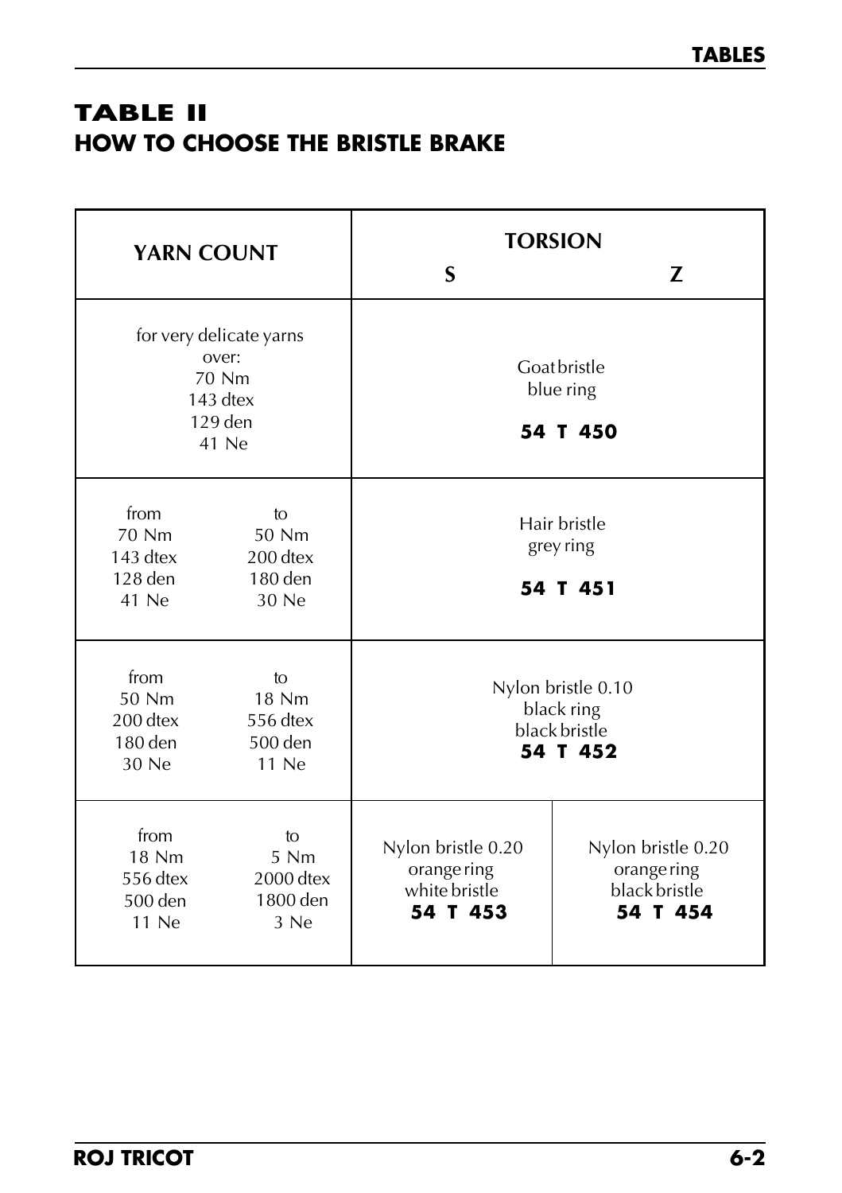# TABLE II
## HOW TO CHOOSE THE BRISTLE BRAKE

| YARN COUNT | | TORSION S | TORSION Z |
|---|---|---|---|
| for very delicate yarns over: 70 Nm 143 dtex 129 den 41 Ne | | Goat bristle blue ring **54 T 450** | |
| from 70 Nm 143 dtex 128 den 41 Ne | to 50 Nm 200 dtex 180 den 30 Ne | Hair bristle grey ring **54 T 451** | |
| from 50 Nm 200 dtex 180 den 30 Ne | to 18 Nm 556 dtex 500 den 11 Ne | Nylon bristle 0.10 black ring black bristle **54 T 452** | |
| from 18 Nm 556 dtex 500 den 11 Ne | to 5 Nm 2000 dtex 1800 den 3 Ne | Nylon bristle 0.20 orange ring white bristle **54 T 453** | Nylon bristle 0.20 orange ring black bristle **54 T 454** |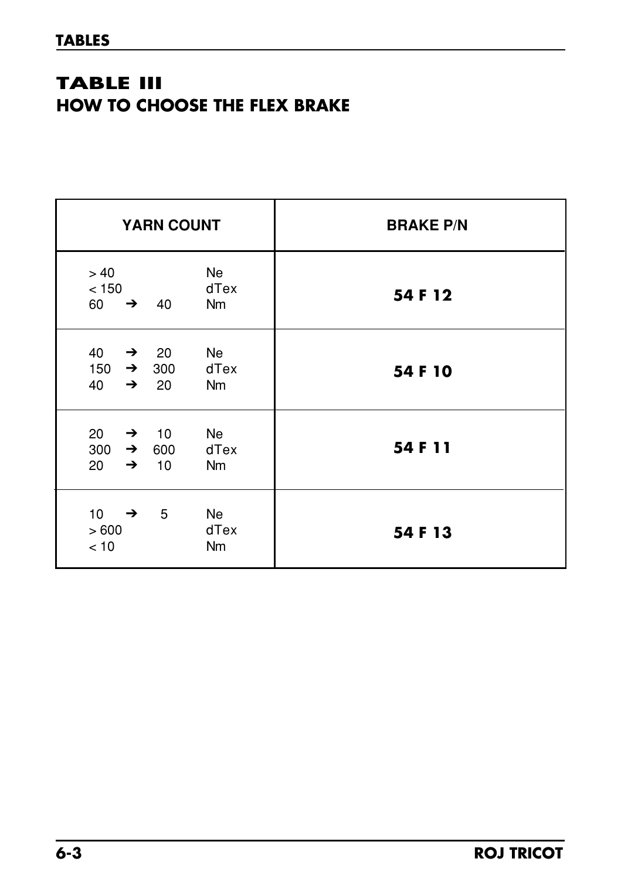# TABLE III
## HOW TO CHOOSE THE FLEX BRAKE

| YARN COUNT | BRAKE P/N |
|---|---|
| > 40 Ne<br>< 150 dTex<br>60 ➔ 40 Nm | **54 F 12** |
| 40 ➔ 20 Ne<br>150 ➔ 300 dTex<br>40 ➔ 20 Nm | **54 F 10** |
| 20 ➔ 10 Ne<br>300 ➔ 600 dTex<br>20 ➔ 10 Nm | **54 F 11** |
| 10 ➔ 5 Ne<br>> 600 dTex<br>< 10 Nm | **54 F 13** |